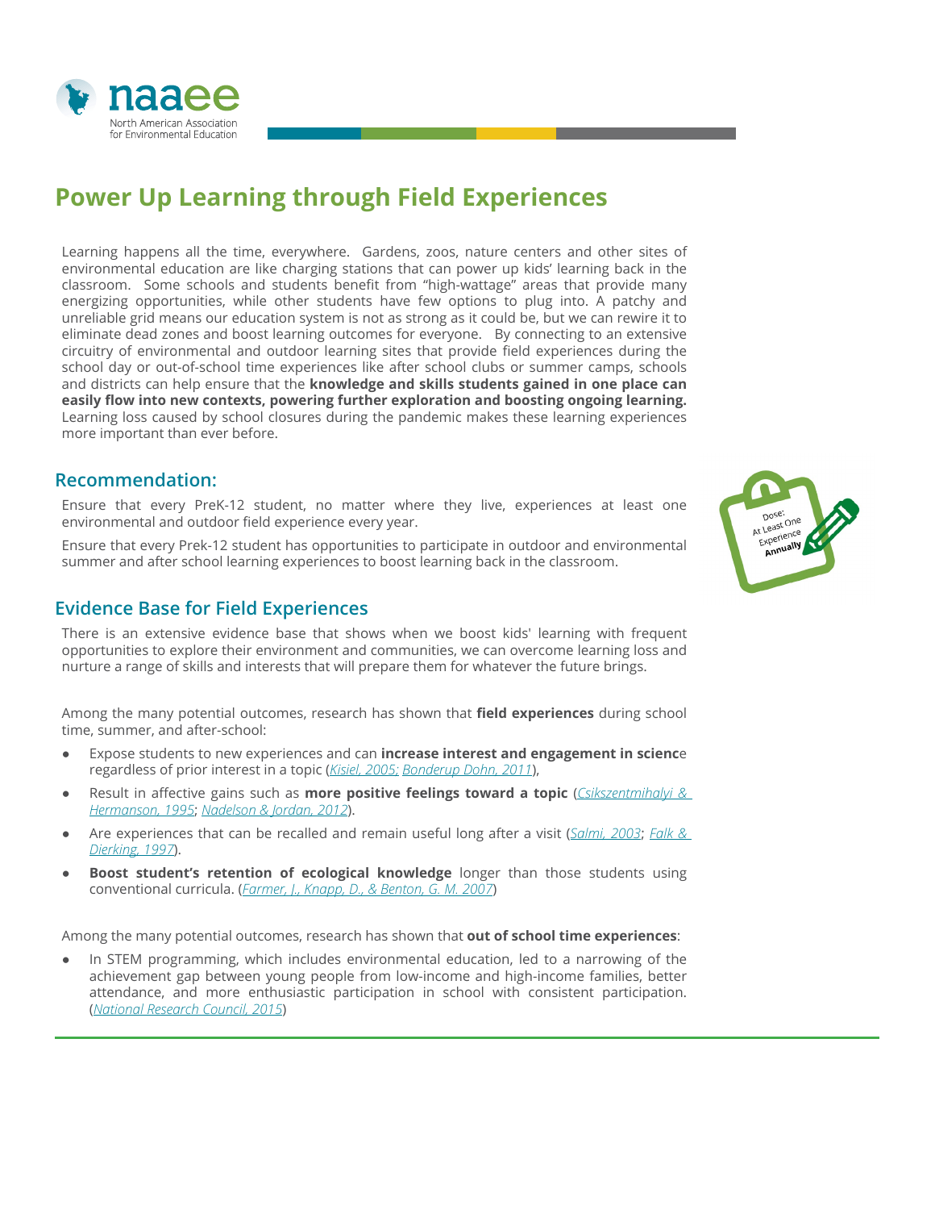# Power Up Learning through Field Experiences

Learning happens all the time, everywhere. Gardens, zoos, nature centers and other sites of environmental education are like charging stations that can power up kids' learning back in the classroom. Some schools and students benefit from "high-wattage" areas that provide many energizing opportunities, while other students have few options to plug into. A patchy and unreliable grid means our education system is not as strong as it could be, but we can rewire it to eliminate dead zones and boost learning outcomes for everyone. By connecting to an extensive circuitry of environmental and outdoor learning sites that provide field experiences during the school day or out-of-school time experiences like after school clubs or summer camps, schools and districts can help ensure that the **knowledge and skills students gained in one place can easily flow into new contexts, powering further exploration and boosting ongoing learning.** Learning loss caused by school closures during the pandemic makes these learning experiences more important than ever before.

## Recommendation:

Ensure that every PreK-12 student, no matter where they live, experiences at least one environmental and outdoor field experience every year.

Ensure that every Prek-12 student has opportunities to participate in outdoor and environmental summer and after school learning experiences to boost learning back in the classroom.

Dose: At Least One Experience **Annually**

## Evidence Base for Field Experiences

There is an extensive evidence base that shows when we boost kids' learning with frequent opportunities to explore their environment and communities, we can overcome learning loss and nurture a range of skills and interests that will prepare them for whatever the future brings.

Among the many potential outcomes, research has shown that **field experiences** during school time, summer, and after-school:

- Expose students to new experiences and can **increase interest and engagement in science** regardless of prior interest in a topic (*Kisiel, 2005; Bonderup Dohn, 2011*),
- Result in affective gains such as **more positive feelings toward a topic** (*Csikszentmihalyi & Hermanson, 1995*; *Nadelson & Jordan, 2012*).
- Are experiences that can be recalled and remain useful long after a visit (*Salmi, 2003*; *Falk & Dierking, 1997*).
- **Boost student's retention of ecological knowledge** longer than those students using conventional curricula. (*Farmer, J., Knapp, D., & Benton, G. M. 2007*)

Among the many potential outcomes, research has shown that **out of school time experiences**:

- In STEM programming, which includes environmental education, led to a narrowing of the achievement gap between young people from low-income and high-income families, better attendance, and more enthusiastic participation in school with consistent participation. (*National Research Council, 2015*)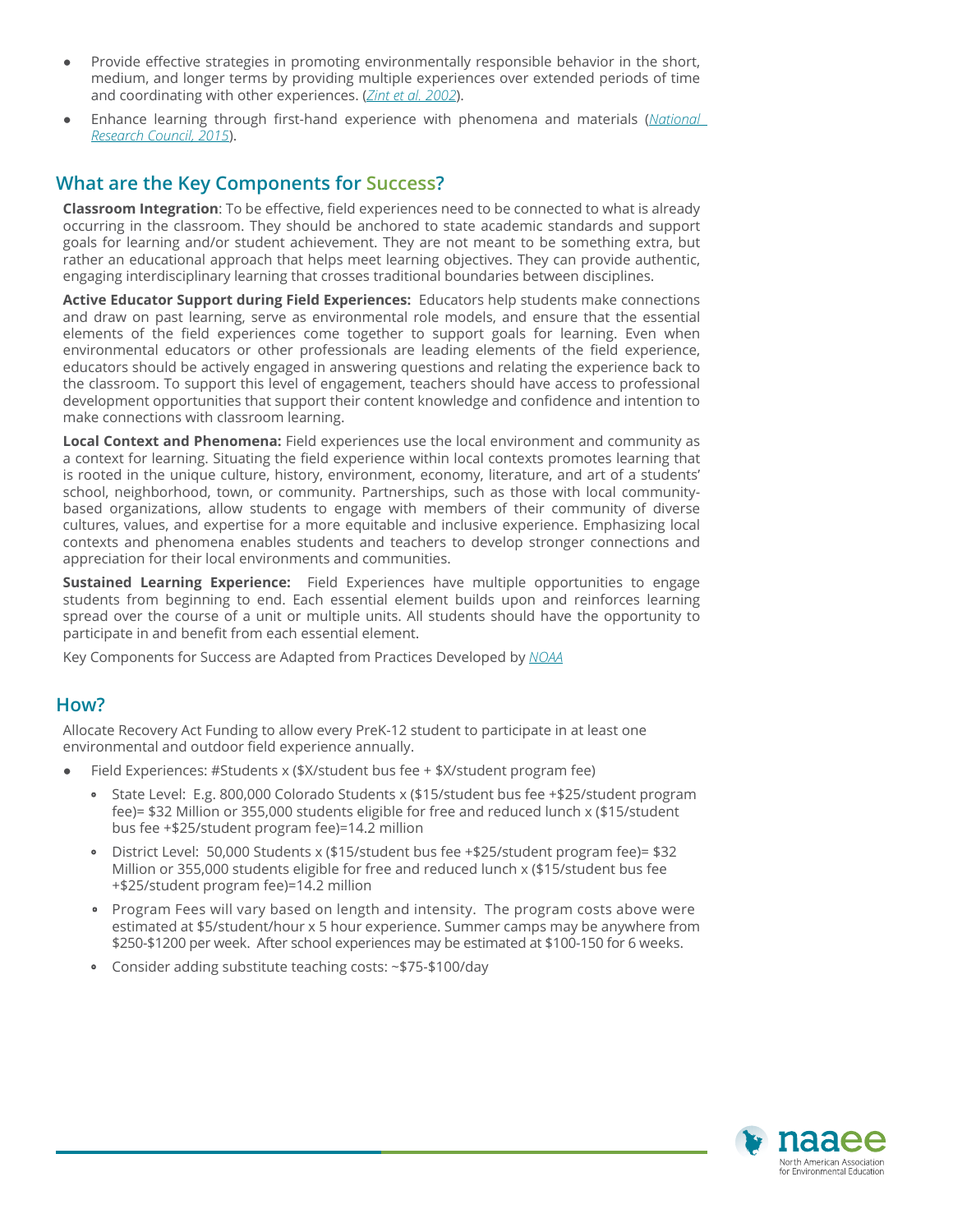- Provide effective strategies in promoting environmentally responsible behavior in the short, medium, and longer terms by providing multiple experiences over extended periods of time and coordinating with other experiences. (*Zint et al. 2002*).
- Enhance learning through first-hand experience with phenomena and materials (*National Research Council, 2015*).

## What are the Key Components for Success?

**Classroom Integration**: To be effective, field experiences need to be connected to what is already occurring in the classroom. They should be anchored to state academic standards and support goals for learning and/or student achievement. They are not meant to be something extra, but rather an educational approach that helps meet learning objectives. They can provide authentic, engaging interdisciplinary learning that crosses traditional boundaries between disciplines.

**Active Educator Support during Field Experiences:** Educators help students make connections and draw on past learning, serve as environmental role models, and ensure that the essential elements of the field experiences come together to support goals for learning. Even when environmental educators or other professionals are leading elements of the field experience, educators should be actively engaged in answering questions and relating the experience back to the classroom. To support this level of engagement, teachers should have access to professional development opportunities that support their content knowledge and confidence and intention to make connections with classroom learning.

**Local Context and Phenomena:** Field experiences use the local environment and community as a context for learning. Situating the field experience within local contexts promotes learning that is rooted in the unique culture, history, environment, economy, literature, and art of a students' school, neighborhood, town, or community. Partnerships, such as those with local community-based organizations, allow students to engage with members of their community of diverse cultures, values, and expertise for a more equitable and inclusive experience. Emphasizing local contexts and phenomena enables students and teachers to develop stronger connections and appreciation for their local environments and communities.

**Sustained Learning Experience:** Field Experiences have multiple opportunities to engage students from beginning to end. Each essential element builds upon and reinforces learning spread over the course of a unit or multiple units. All students should have the opportunity to participate in and benefit from each essential element.

Key Components for Success are Adapted from Practices Developed by *NOAA*

## How?

Allocate Recovery Act Funding to allow every PreK-12 student to participate in at least one environmental and outdoor field experience annually.

- Field Experiences: #Students x ($X/student bus fee + $X/student program fee)
  - State Level: E.g. 800,000 Colorado Students x ($15/student bus fee +$25/student program fee)= $32 Million or 355,000 students eligible for free and reduced lunch x ($15/student bus fee +$25/student program fee)=14.2 million
  - District Level: 50,000 Students x ($15/student bus fee +$25/student program fee)= $32 Million or 355,000 students eligible for free and reduced lunch x ($15/student bus fee +$25/student program fee)=14.2 million
  - Program Fees will vary based on length and intensity. The program costs above were estimated at $5/student/hour x 5 hour experience. Summer camps may be anywhere from $250-$1200 per week. After school experiences may be estimated at $100-150 for 6 weeks.
  - Consider adding substitute teaching costs: ~$75-$100/day